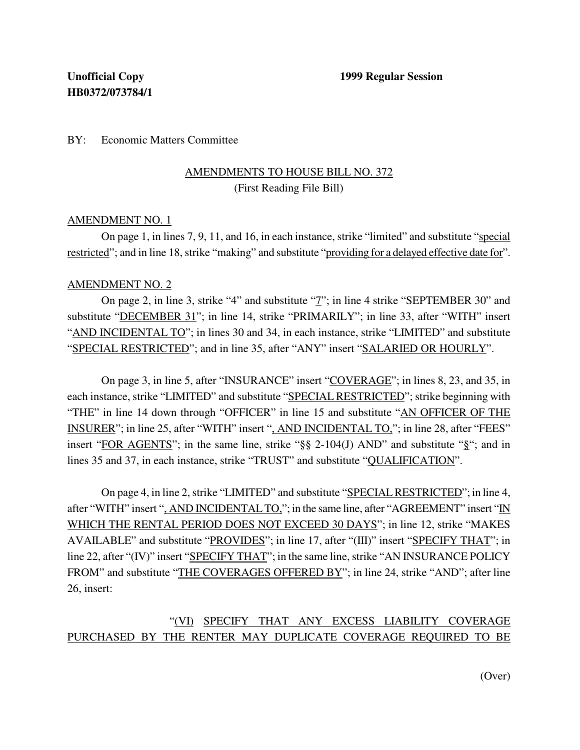**Unofficial Copy** **1999 Regular Session**
**HB0372/073784/1**

BY: Economic Matters Committee

AMENDMENTS TO HOUSE BILL NO. 372
(First Reading File Bill)

AMENDMENT NO. 1

On page 1, in lines 7, 9, 11, and 16, in each instance, strike "limited" and substitute "special restricted"; and in line 18, strike "making" and substitute "providing for a delayed effective date for".

AMENDMENT NO. 2

On page 2, in line 3, strike "4" and substitute "7"; in line 4 strike "SEPTEMBER 30" and substitute "DECEMBER 31"; in line 14, strike "PRIMARILY"; in line 33, after "WITH" insert "AND INCIDENTAL TO"; in lines 30 and 34, in each instance, strike "LIMITED" and substitute "SPECIAL RESTRICTED"; and in line 35, after "ANY" insert "SALARIED OR HOURLY".

On page 3, in line 5, after "INSURANCE" insert "COVERAGE"; in lines 8, 23, and 35, in each instance, strike "LIMITED" and substitute "SPECIAL RESTRICTED"; strike beginning with "THE" in line 14 down through "OFFICER" in line 15 and substitute "AN OFFICER OF THE INSURER"; in line 25, after "WITH" insert ", AND INCIDENTAL TO,"; in line 28, after "FEES" insert "FOR AGENTS"; in the same line, strike "§§ 2-104(J) AND" and substitute "§"; and in lines 35 and 37, in each instance, strike "TRUST" and substitute "QUALIFICATION".

On page 4, in line 2, strike "LIMITED" and substitute "SPECIAL RESTRICTED"; in line 4, after "WITH" insert ", AND INCIDENTAL TO,"; in the same line, after "AGREEMENT" insert "IN WHICH THE RENTAL PERIOD DOES NOT EXCEED 30 DAYS"; in line 12, strike "MAKES AVAILABLE" and substitute "PROVIDES"; in line 17, after "(III)" insert "SPECIFY THAT"; in line 22, after "(IV)" insert "SPECIFY THAT"; in the same line, strike "AN INSURANCE POLICY FROM" and substitute "THE COVERAGES OFFERED BY"; in line 24, strike "AND"; after line 26, insert:

"(VI) SPECIFY THAT ANY EXCESS LIABILITY COVERAGE PURCHASED BY THE RENTER MAY DUPLICATE COVERAGE REQUIRED TO BE

(Over)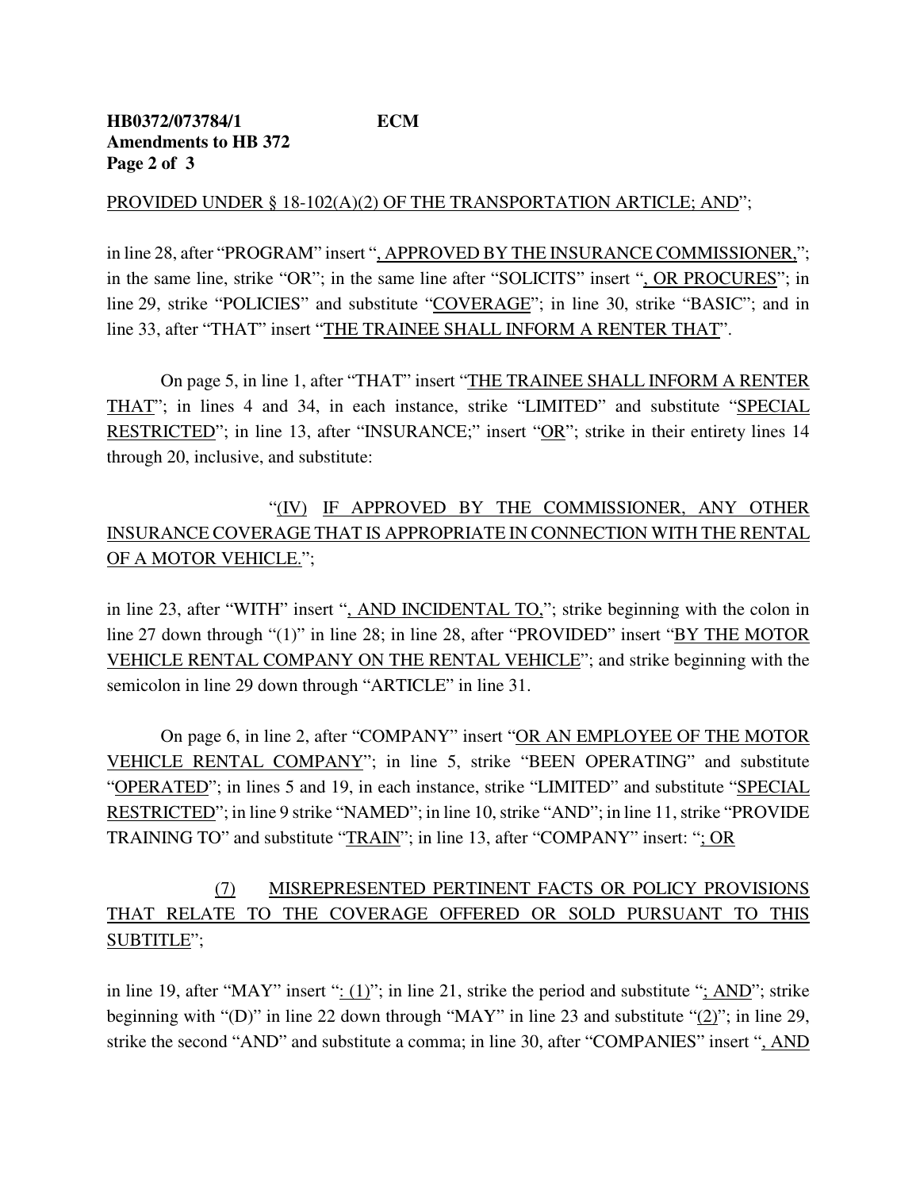PROVIDED UNDER § 18-102(A)(2) OF THE TRANSPORTATION ARTICLE; AND";

in line 28, after "PROGRAM" insert ", APPROVED BY THE INSURANCE COMMISSIONER,"; in the same line, strike "OR"; in the same line after "SOLICITS" insert ", OR PROCURES"; in line 29, strike "POLICIES" and substitute "COVERAGE"; in line 30, strike "BASIC"; and in line 33, after "THAT" insert "THE TRAINEE SHALL INFORM A RENTER THAT".

On page 5, in line 1, after "THAT" insert "THE TRAINEE SHALL INFORM A RENTER THAT"; in lines 4 and 34, in each instance, strike "LIMITED" and substitute "SPECIAL RESTRICTED"; in line 13, after "INSURANCE;" insert "OR"; strike in their entirety lines 14 through 20, inclusive, and substitute:

"(IV) IF APPROVED BY THE COMMISSIONER, ANY OTHER INSURANCE COVERAGE THAT IS APPROPRIATE IN CONNECTION WITH THE RENTAL OF A MOTOR VEHICLE.";

in line 23, after "WITH" insert ", AND INCIDENTAL TO,"; strike beginning with the colon in line 27 down through "(1)" in line 28; in line 28, after "PROVIDED" insert "BY THE MOTOR VEHICLE RENTAL COMPANY ON THE RENTAL VEHICLE"; and strike beginning with the semicolon in line 29 down through "ARTICLE" in line 31.

On page 6, in line 2, after "COMPANY" insert "OR AN EMPLOYEE OF THE MOTOR VEHICLE RENTAL COMPANY"; in line 5, strike "BEEN OPERATING" and substitute "OPERATED"; in lines 5 and 19, in each instance, strike "LIMITED" and substitute "SPECIAL RESTRICTED"; in line 9 strike "NAMED"; in line 10, strike "AND"; in line 11, strike "PROVIDE TRAINING TO" and substitute "TRAIN"; in line 13, after "COMPANY" insert: "; OR

(7) MISREPRESENTED PERTINENT FACTS OR POLICY PROVISIONS THAT RELATE TO THE COVERAGE OFFERED OR SOLD PURSUANT TO THIS SUBTITLE";

in line 19, after "MAY" insert ": (1)"; in line 21, strike the period and substitute "; AND"; strike beginning with "(D)" in line 22 down through "MAY" in line 23 and substitute "(2)"; in line 29, strike the second "AND" and substitute a comma; in line 30, after "COMPANIES" insert ", AND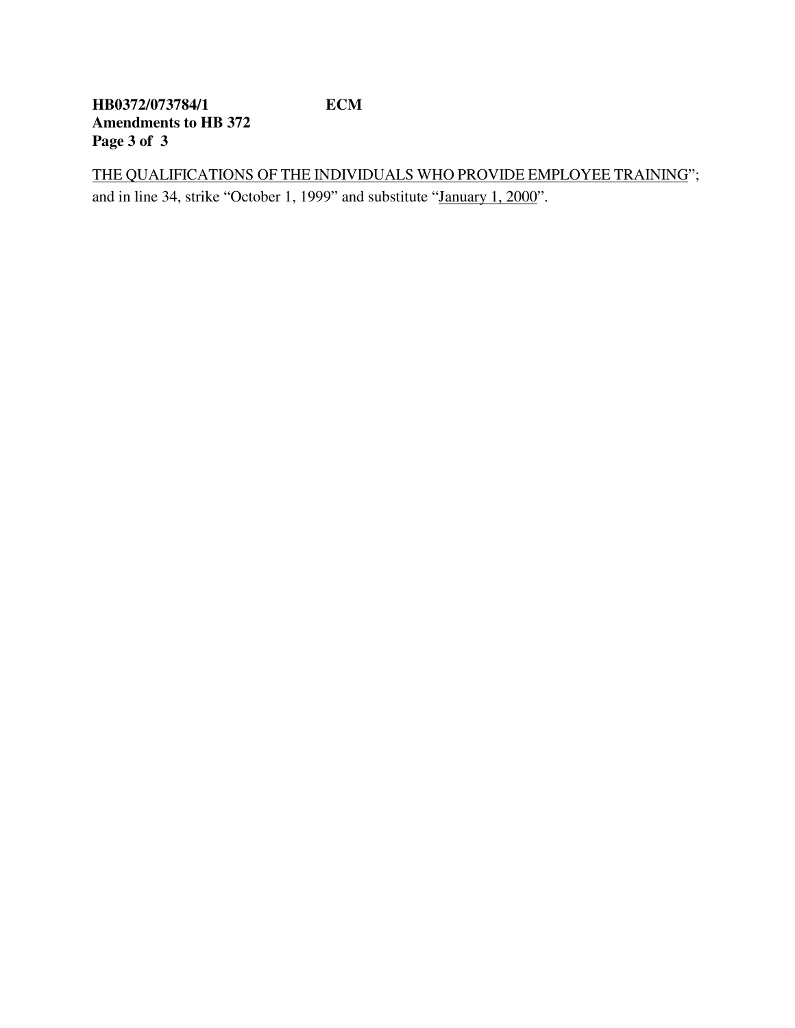THE QUALIFICATIONS OF THE INDIVIDUALS WHO PROVIDE EMPLOYEE TRAINING"; and in line 34, strike "October 1, 1999" and substitute "January 1, 2000".